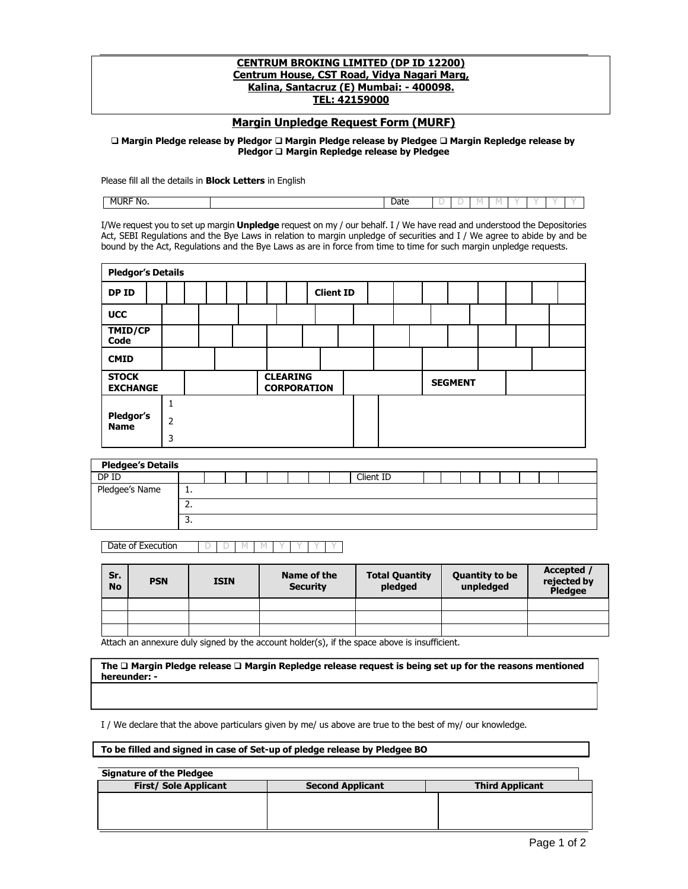**CENTRUM BROKING LIMITED (DP ID 12200)**
**Centrum House, CST Road, Vidya Nagari Marg,**
**Kalina, Santacruz (E) Mumbai: - 400098.**
**TEL: 42159000**

## Margin Unpledge Request Form (MURF)

**❑ Margin Pledge release by Pledgor ❑ Margin Pledge release by Pledgee ❑ Margin Repledge release by Pledgor ❑ Margin Repledge release by Pledgee**

Please fill all the details in **Block Letters** in English

| MURF No. | | Date | D | D | M | M | Y | Y | Y | Y |
|---|---|---|---|---|---|---|---|---|---|---|

I/We request you to set up margin **Unpledge** request on my / our behalf. I / We have read and understood the Depositories Act, SEBI Regulations and the Bye Laws in relation to margin unpledge of securities and I / We agree to abide by and be bound by the Act, Regulations and the Bye Laws as are in force from time to time for such margin unpledge requests.

| **Pledgor's Details** | | | | | |
|---|---|---|---|---|---|
| **DP ID** | | **Client ID** | | | |
| **UCC** | | | | | |
| **TMID/CP Code** | | | | | |
| **CMID** | | | | | |
| **STOCK EXCHANGE** | | **CLEARING CORPORATION** | | **SEGMENT** | |
| **Pledgor's Name** | 1 | | | | |
| | 2 | | | | |
| | 3 | | | | |

| **Pledgee's Details** | | | |
|---|---|---|---|
| DP ID | | Client ID | |
| Pledgee's Name | 1. | | |
| | 2. | | |
| | 3. | | |

| Date of Execution | D | D | M | M | Y | Y | Y | Y |
|---|---|---|---|---|---|---|---|---|

| Sr. No | PSN | ISIN | Name of the Security | Total Quantity pledged | Quantity to be unpledged | Accepted / rejected by Pledgee |
|---|---|---|---|---|---|---|
| | | | | | | |
| | | | | | | |
| | | | | | | |

Attach an annexure duly signed by the account holder(s), if the space above is insufficient.

**The ❑ Margin Pledge release ❑ Margin Repledge release request is being set up for the reasons mentioned hereunder: -**

I / We declare that the above particulars given by me/ us above are true to the best of my/ our knowledge.

**To be filled and signed in case of Set-up of pledge release by Pledgee BO**

| **Signature of the Pledgee** | | |
|---|---|---|
| **First/ Sole Applicant** | **Second Applicant** | **Third Applicant** |
| | | |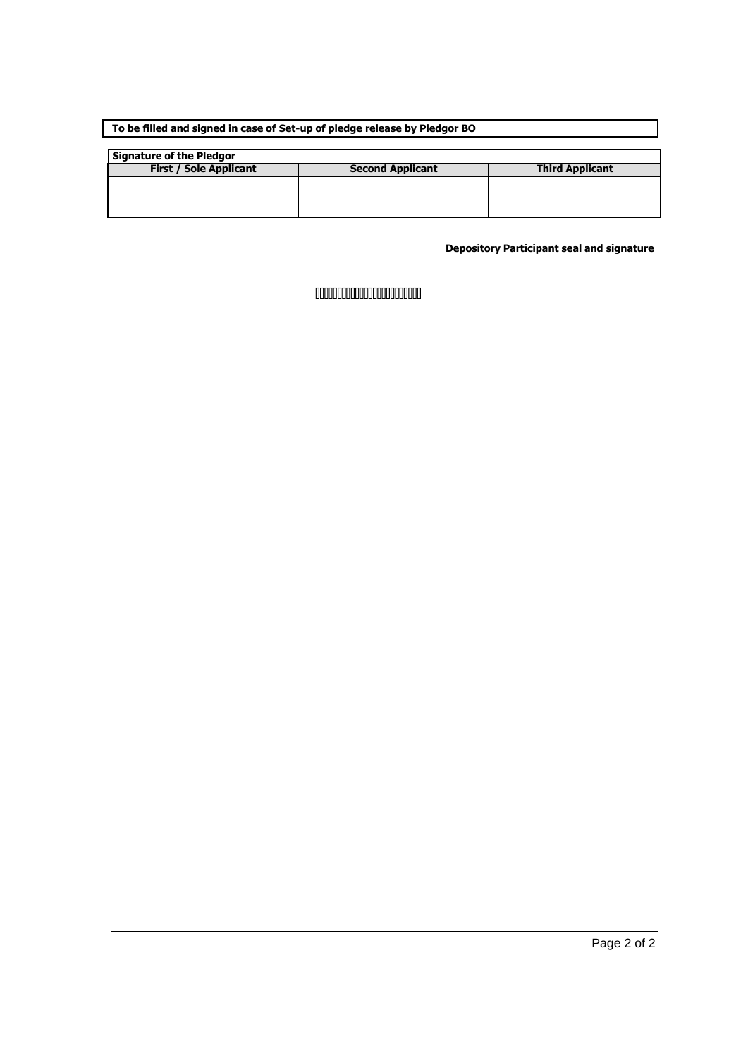**To be filled and signed in case of Set-up of pledge release by Pledgor BO**

| Signature of the Pledgor | | |
|---|---|---|
| **First / Sole Applicant** | **Second Applicant** | **Third Applicant** |
| | | |

**Depository Participant seal and signature**